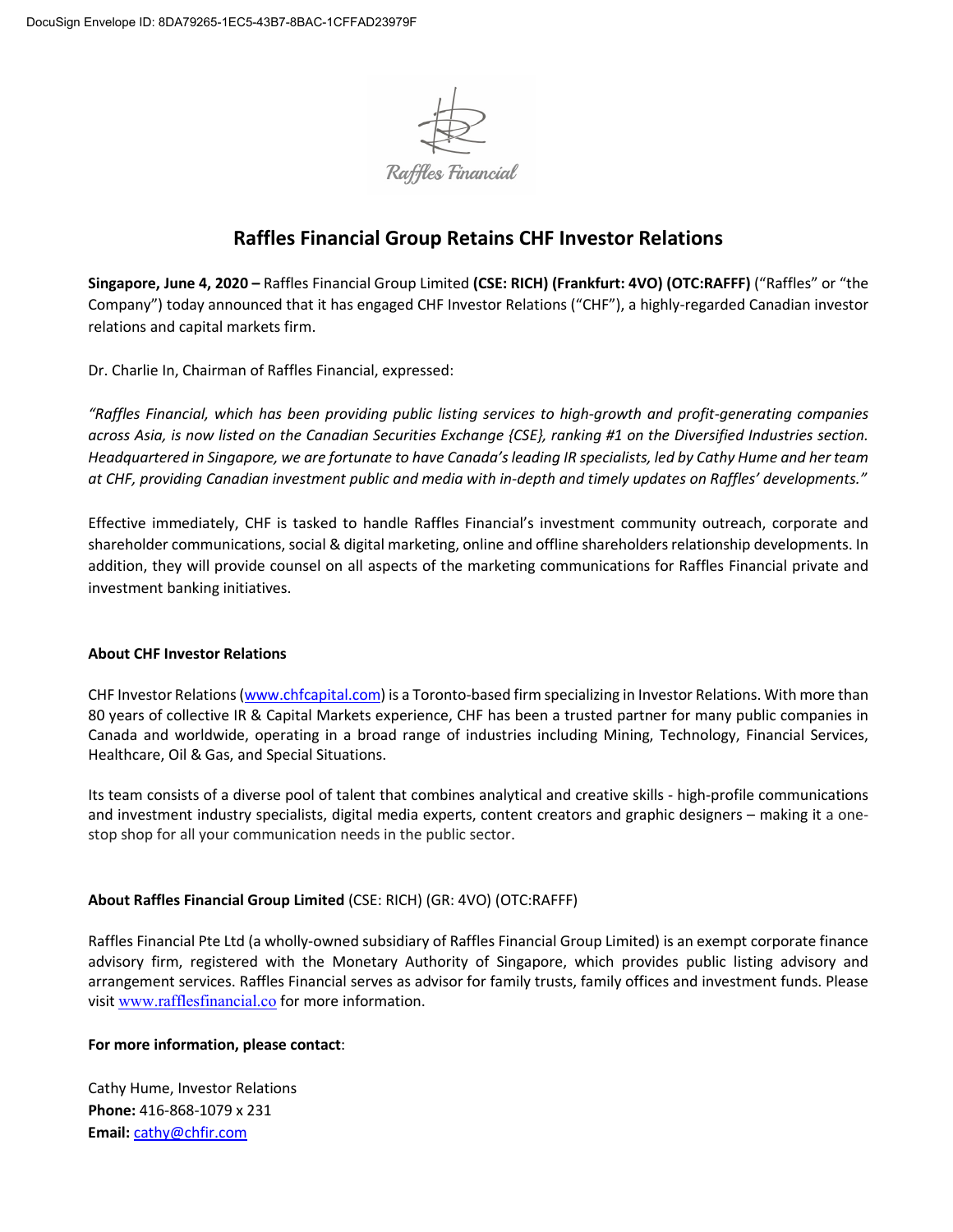DocuSign Envelope ID: 8DA79265-1EC5-43B7-8BAC-1CFFAD23979F

# Raffles Financial Group Retains CHF Investor Relations

**Singapore, June 4, 2020 –** Raffles Financial Group Limited **(CSE: RICH) (Frankfurt: 4VO) (OTC:RAFFF)** ("Raffles" or "the Company") today announced that it has engaged CHF Investor Relations ("CHF"), a highly-regarded Canadian investor relations and capital markets firm.

Dr. Charlie In, Chairman of Raffles Financial, expressed:

*"Raffles Financial, which has been providing public listing services to high-growth and profit-generating companies across Asia, is now listed on the Canadian Securities Exchange {CSE}, ranking #1 on the Diversified Industries section. Headquartered in Singapore, we are fortunate to have Canada's leading IR specialists, led by Cathy Hume and her team at CHF, providing Canadian investment public and media with in-depth and timely updates on Raffles' developments."*

Effective immediately, CHF is tasked to handle Raffles Financial's investment community outreach, corporate and shareholder communications, social & digital marketing, online and offline shareholders relationship developments. In addition, they will provide counsel on all aspects of the marketing communications for Raffles Financial private and investment banking initiatives.

**About CHF Investor Relations**

CHF Investor Relations (www.chfcapital.com) is a Toronto-based firm specializing in Investor Relations. With more than 80 years of collective IR & Capital Markets experience, CHF has been a trusted partner for many public companies in Canada and worldwide, operating in a broad range of industries including Mining, Technology, Financial Services, Healthcare, Oil & Gas, and Special Situations.

Its team consists of a diverse pool of talent that combines analytical and creative skills - high-profile communications and investment industry specialists, digital media experts, content creators and graphic designers – making it a one-stop shop for all your communication needs in the public sector.

**About Raffles Financial Group Limited** (CSE: RICH) (GR: 4VO) (OTC:RAFFF)

Raffles Financial Pte Ltd (a wholly-owned subsidiary of Raffles Financial Group Limited) is an exempt corporate finance advisory firm, registered with the Monetary Authority of Singapore, which provides public listing advisory and arrangement services. Raffles Financial serves as advisor for family trusts, family offices and investment funds. Please visit www.rafflesfinancial.co for more information.

**For more information, please contact**:

Cathy Hume, Investor Relations
**Phone:** 416-868-1079 x 231
**Email:** cathy@chfir.com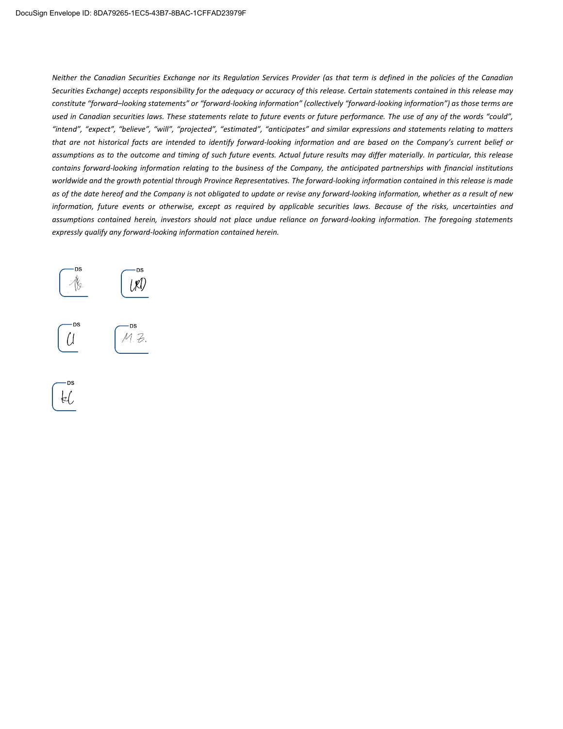*Neither the Canadian Securities Exchange nor its Regulation Services Provider (as that term is defined in the policies of the Canadian Securities Exchange) accepts responsibility for the adequacy or accuracy of this release. Certain statements contained in this release may constitute "forward–looking statements" or "forward-looking information" (collectively "forward-looking information") as those terms are used in Canadian securities laws. These statements relate to future events or future performance. The use of any of the words "could", "intend", "expect", "believe", "will", "projected", "estimated", "anticipates" and similar expressions and statements relating to matters that are not historical facts are intended to identify forward-looking information and are based on the Company's current belief or assumptions as to the outcome and timing of such future events. Actual future results may differ materially. In particular, this release contains forward-looking information relating to the business of the Company, the anticipated partnerships with financial institutions worldwide and the growth potential through Province Representatives. The forward-looking information contained in this release is made as of the date hereof and the Company is not obligated to update or revise any forward-looking information, whether as a result of new information, future events or otherwise, except as required by applicable securities laws. Because of the risks, uncertainties and assumptions contained herein, investors should not place undue reliance on forward-looking information. The foregoing statements expressly qualify any forward-looking information contained herein.*